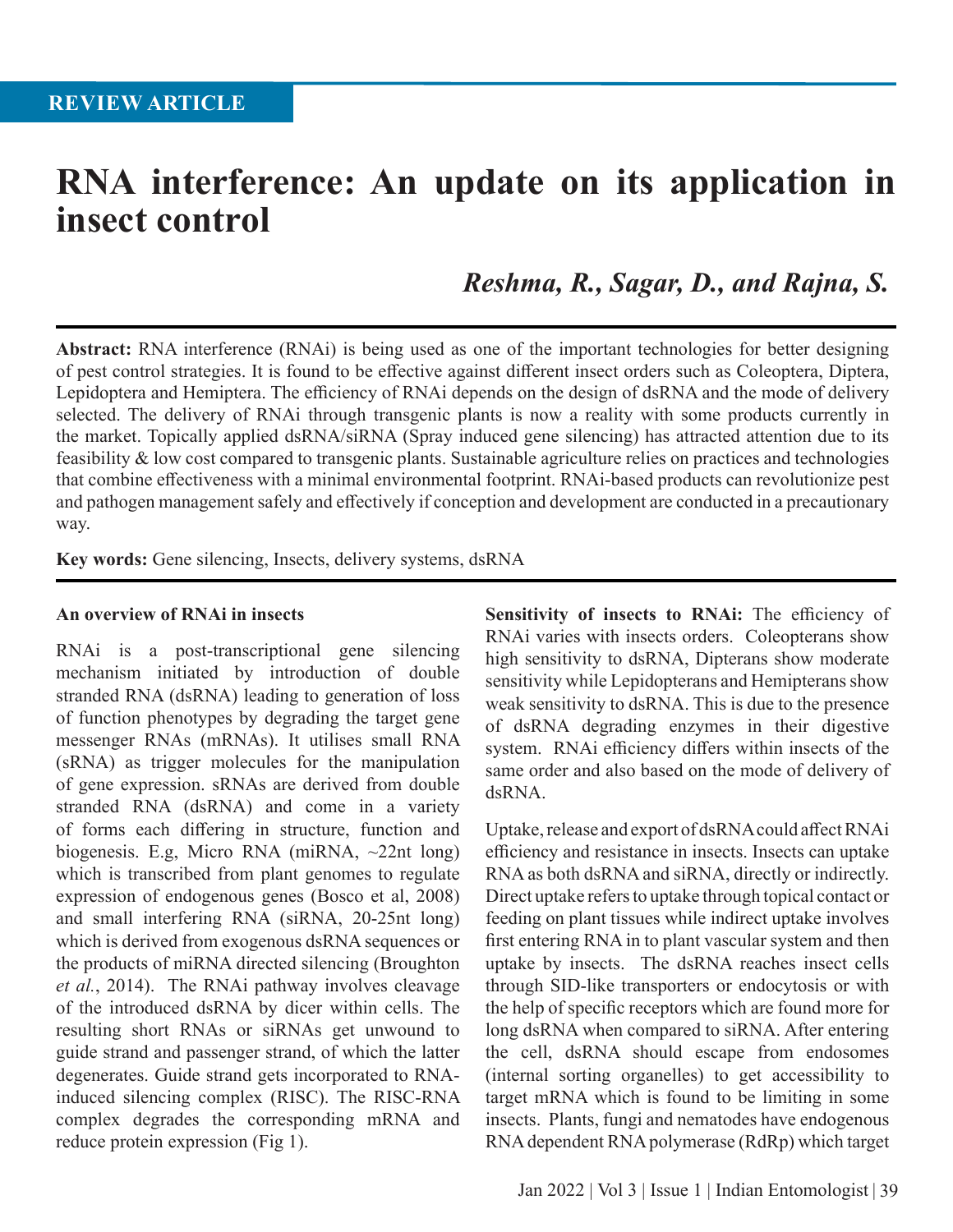REVIEW ARTICLE

# RNA interference: An update on its application in insect control

***Reshma, R., Sagar, D., and Rajna, S.***

**Abstract:** RNA interference (RNAi) is being used as one of the important technologies for better designing of pest control strategies. It is found to be effective against different insect orders such as Coleoptera, Diptera, Lepidoptera and Hemiptera. The efficiency of RNAi depends on the design of dsRNA and the mode of delivery selected. The delivery of RNAi through transgenic plants is now a reality with some products currently in the market. Topically applied dsRNA/siRNA (Spray induced gene silencing) has attracted attention due to its feasibility & low cost compared to transgenic plants. Sustainable agriculture relies on practices and technologies that combine effectiveness with a minimal environmental footprint. RNAi-based products can revolutionize pest and pathogen management safely and effectively if conception and development are conducted in a precautionary way.

**Key words:** Gene silencing, Insects, delivery systems, dsRNA

### An overview of RNAi in insects

RNAi is a post-transcriptional gene silencing mechanism initiated by introduction of double stranded RNA (dsRNA) leading to generation of loss of function phenotypes by degrading the target gene messenger RNAs (mRNAs). It utilises small RNA (sRNA) as trigger molecules for the manipulation of gene expression. sRNAs are derived from double stranded RNA (dsRNA) and come in a variety of forms each differing in structure, function and biogenesis. E.g, Micro RNA (miRNA, ~22nt long) which is transcribed from plant genomes to regulate expression of endogenous genes (Bosco et al, 2008) and small interfering RNA (siRNA, 20-25nt long) which is derived from exogenous dsRNA sequences or the products of miRNA directed silencing (Broughton *et al.*, 2014). The RNAi pathway involves cleavage of the introduced dsRNA by dicer within cells. The resulting short RNAs or siRNAs get unwound to guide strand and passenger strand, of which the latter degenerates. Guide strand gets incorporated to RNA-induced silencing complex (RISC). The RISC-RNA complex degrades the corresponding mRNA and reduce protein expression (Fig 1).

**Sensitivity of insects to RNAi:** The efficiency of RNAi varies with insects orders. Coleopterans show high sensitivity to dsRNA, Dipterans show moderate sensitivity while Lepidopterans and Hemipterans show weak sensitivity to dsRNA. This is due to the presence of dsRNA degrading enzymes in their digestive system. RNAi efficiency differs within insects of the same order and also based on the mode of delivery of dsRNA.

Uptake, release and export of dsRNA could affect RNAi efficiency and resistance in insects. Insects can uptake RNA as both dsRNA and siRNA, directly or indirectly. Direct uptake refers to uptake through topical contact or feeding on plant tissues while indirect uptake involves first entering RNA in to plant vascular system and then uptake by insects. The dsRNA reaches insect cells through SID-like transporters or endocytosis or with the help of specific receptors which are found more for long dsRNA when compared to siRNA. After entering the cell, dsRNA should escape from endosomes (internal sorting organelles) to get accessibility to target mRNA which is found to be limiting in some insects. Plants, fungi and nematodes have endogenous RNA dependent RNA polymerase (RdRp) which target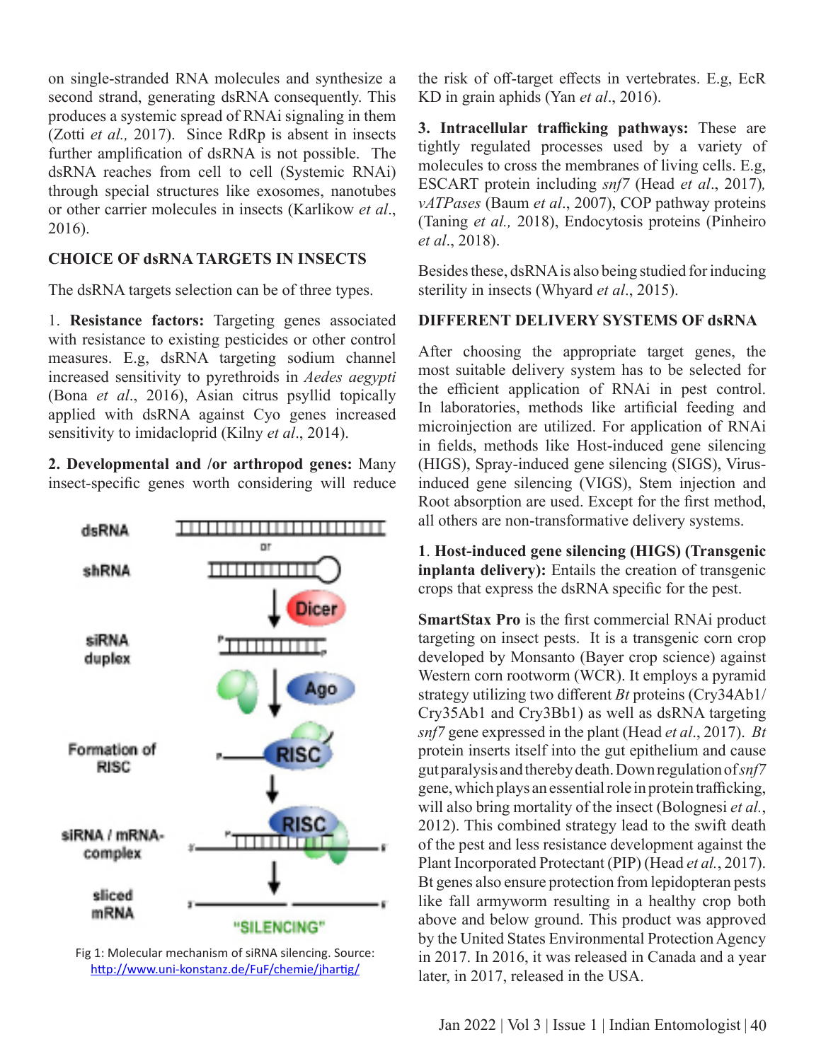on single-stranded RNA molecules and synthesize a second strand, generating dsRNA consequently. This produces a systemic spread of RNAi signaling in them (Zotti *et al.,* 2017). Since RdRp is absent in insects further amplification of dsRNA is not possible. The dsRNA reaches from cell to cell (Systemic RNAi) through special structures like exosomes, nanotubes or other carrier molecules in insects (Karlikow *et al*., 2016).

## CHOICE OF dsRNA TARGETS IN INSECTS

The dsRNA targets selection can be of three types.

1. **Resistance factors:** Targeting genes associated with resistance to existing pesticides or other control measures. E.g, dsRNA targeting sodium channel increased sensitivity to pyrethroids in *Aedes aegypti* (Bona *et al*., 2016), Asian citrus psyllid topically applied with dsRNA against Cyo genes increased sensitivity to imidacloprid (Kilny *et al*., 2014).

2. **Developmental and /or arthropod genes:** Many insect-specific genes worth considering will reduce the risk of off-target effects in vertebrates. E.g, EcR KD in grain aphids (Yan *et al*., 2016).

3. **Intracellular trafficking pathways:** These are tightly regulated processes used by a variety of molecules to cross the membranes of living cells. E.g, ESCART protein including *snf7* (Head *et al*., 2017)*, vATPases* (Baum *et al*., 2007), COP pathway proteins (Taning *et al.,* 2018), Endocytosis proteins (Pinheiro *et al*., 2018).

Fig 1: Molecular mechanism of siRNA silencing. Source: http://www.uni-konstanz.de/FuF/chemie/jhartig/

Besides these, dsRNA is also being studied for inducing sterility in insects (Whyard *et al*., 2015).

## DIFFERENT DELIVERY SYSTEMS OF dsRNA

After choosing the appropriate target genes, the most suitable delivery system has to be selected for the efficient application of RNAi in pest control. In laboratories, methods like artificial feeding and microinjection are utilized. For application of RNAi in fields, methods like Host-induced gene silencing (HIGS), Spray-induced gene silencing (SIGS), Virus-induced gene silencing (VIGS), Stem injection and Root absorption are used. Except for the first method, all others are non-transformative delivery systems.

1. **Host-induced gene silencing (HIGS) (Transgenic inplanta delivery):** Entails the creation of transgenic crops that express the dsRNA specific for the pest.

**SmartStax Pro** is the first commercial RNAi product targeting on insect pests. It is a transgenic corn crop developed by Monsanto (Bayer crop science) against Western corn rootworm (WCR). It employs a pyramid strategy utilizing two different *Bt* proteins (Cry34Ab1/ Cry35Ab1 and Cry3Bb1) as well as dsRNA targeting *snf7* gene expressed in the plant (Head *et al*., 2017). *Bt* protein inserts itself into the gut epithelium and cause gut paralysis and thereby death. Down regulation of *snf7* gene, which plays an essential role in protein trafficking, will also bring mortality of the insect (Bolognesi *et al.*, 2012). This combined strategy lead to the swift death of the pest and less resistance development against the Plant Incorporated Protectant (PIP) (Head *et al.*, 2017). Bt genes also ensure protection from lepidopteran pests like fall armyworm resulting in a healthy crop both above and below ground. This product was approved by the United States Environmental Protection Agency in 2017. In 2016, it was released in Canada and a year later, in 2017, released in the USA.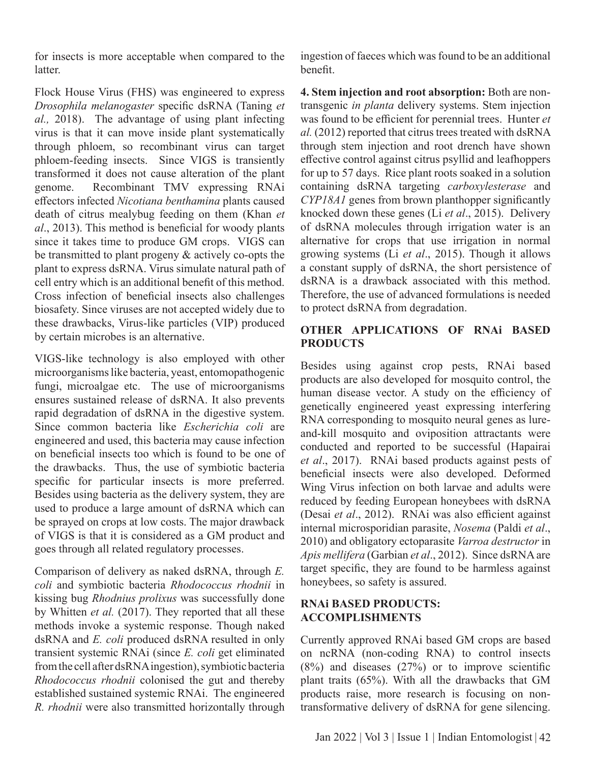for insects is more acceptable when compared to the latter.

Flock House Virus (FHS) was engineered to express *Drosophila melanogaster* specific dsRNA (Taning *et al.,* 2018). The advantage of using plant infecting virus is that it can move inside plant systematically through phloem, so recombinant virus can target phloem-feeding insects. Since VIGS is transiently transformed it does not cause alteration of the plant genome. Recombinant TMV expressing RNAi effectors infected *Nicotiana benthamina* plants caused death of citrus mealybug feeding on them (Khan *et al*., 2013). This method is beneficial for woody plants since it takes time to produce GM crops. VIGS can be transmitted to plant progeny & actively co-opts the plant to express dsRNA. Virus simulate natural path of cell entry which is an additional benefit of this method. Cross infection of beneficial insects also challenges biosafety. Since viruses are not accepted widely due to these drawbacks, Virus-like particles (VIP) produced by certain microbes is an alternative.

VIGS-like technology is also employed with other microorganisms like bacteria, yeast, entomopathogenic fungi, microalgae etc. The use of microorganisms ensures sustained release of dsRNA. It also prevents rapid degradation of dsRNA in the digestive system. Since common bacteria like *Escherichia coli* are engineered and used, this bacteria may cause infection on beneficial insects too which is found to be one of the drawbacks. Thus, the use of symbiotic bacteria specific for particular insects is more preferred. Besides using bacteria as the delivery system, they are used to produce a large amount of dsRNA which can be sprayed on crops at low costs. The major drawback of VIGS is that it is considered as a GM product and goes through all related regulatory processes.

Comparison of delivery as naked dsRNA, through *E. coli* and symbiotic bacteria *Rhodococcus rhodnii* in kissing bug *Rhodnius prolixus* was successfully done by Whitten *et al.* (2017). They reported that all these methods invoke a systemic response. Though naked dsRNA and *E. coli* produced dsRNA resulted in only transient systemic RNAi (since *E. coli* get eliminated from the cell after dsRNA ingestion), symbiotic bacteria *Rhodococcus rhodnii* colonised the gut and thereby established sustained systemic RNAi. The engineered *R. rhodnii* were also transmitted horizontally through ingestion of faeces which was found to be an additional benefit.

**4. Stem injection and root absorption:** Both are non-transgenic *in planta* delivery systems. Stem injection was found to be efficient for perennial trees. Hunter *et al.* (2012) reported that citrus trees treated with dsRNA through stem injection and root drench have shown effective control against citrus psyllid and leafhoppers for up to 57 days. Rice plant roots soaked in a solution containing dsRNA targeting *carboxylesterase* and *CYP18A1* genes from brown planthopper significantly knocked down these genes (Li *et al*., 2015). Delivery of dsRNA molecules through irrigation water is an alternative for crops that use irrigation in normal growing systems (Li *et al*., 2015). Though it allows a constant supply of dsRNA, the short persistence of dsRNA is a drawback associated with this method. Therefore, the use of advanced formulations is needed to protect dsRNA from degradation.

## OTHER APPLICATIONS OF RNAi BASED PRODUCTS

Besides using against crop pests, RNAi based products are also developed for mosquito control, the human disease vector. A study on the efficiency of genetically engineered yeast expressing interfering RNA corresponding to mosquito neural genes as lure-and-kill mosquito and oviposition attractants were conducted and reported to be successful (Hapairai *et al*., 2017). RNAi based products against pests of beneficial insects were also developed. Deformed Wing Virus infection on both larvae and adults were reduced by feeding European honeybees with dsRNA (Desai *et al*., 2012). RNAi was also efficient against internal microsporidian parasite, *Nosema* (Paldi *et al*., 2010) and obligatory ectoparasite *Varroa destructor* in *Apis mellifera* (Garbian *et al*., 2012). Since dsRNA are target specific, they are found to be harmless against honeybees, so safety is assured.

## RNAi BASED PRODUCTS: ACCOMPLISHMENTS

Currently approved RNAi based GM crops are based on ncRNA (non-coding RNA) to control insects (8%) and diseases (27%) or to improve scientific plant traits (65%). With all the drawbacks that GM products raise, more research is focusing on non-transformative delivery of dsRNA for gene silencing.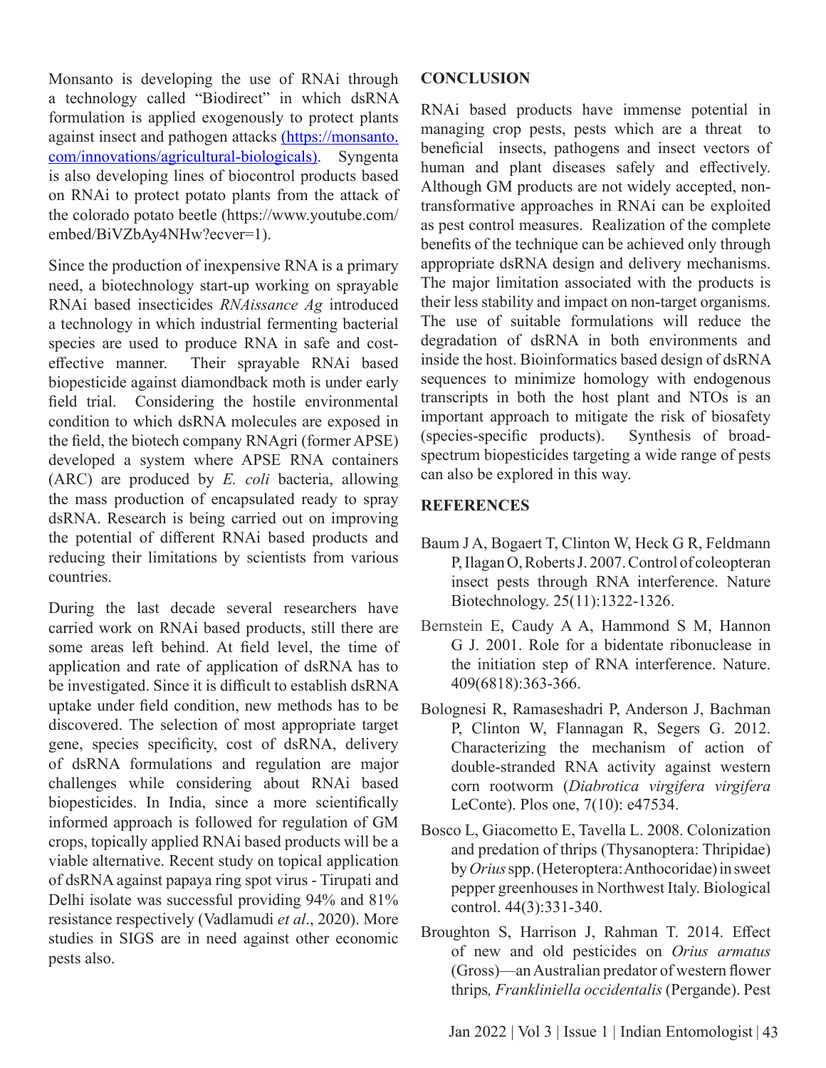Monsanto is developing the use of RNAi through a technology called "Biodirect" in which dsRNA formulation is applied exogenously to protect plants against insect and pathogen attacks [(https://monsanto.com/innovations/agricultural-biologicals)](https://monsanto.com/innovations/agricultural-biologicals). Syngenta is also developing lines of biocontrol products based on RNAi to protect potato plants from the attack of the colorado potato beetle (https://www.youtube.com/embed/BiVZbAy4NHw?ecver=1).

Since the production of inexpensive RNA is a primary need, a biotechnology start-up working on sprayable RNAi based insecticides *RNAissance Ag* introduced a technology in which industrial fermenting bacterial species are used to produce RNA in safe and cost-effective manner. Their sprayable RNAi based biopesticide against diamondback moth is under early field trial. Considering the hostile environmental condition to which dsRNA molecules are exposed in the field, the biotech company RNAgri (former APSE) developed a system where APSE RNA containers (ARC) are produced by *E. coli* bacteria, allowing the mass production of encapsulated ready to spray dsRNA. Research is being carried out on improving the potential of different RNAi based products and reducing their limitations by scientists from various countries.

During the last decade several researchers have carried work on RNAi based products, still there are some areas left behind. At field level, the time of application and rate of application of dsRNA has to be investigated. Since it is difficult to establish dsRNA uptake under field condition, new methods has to be discovered. The selection of most appropriate target gene, species specificity, cost of dsRNA, delivery of dsRNA formulations and regulation are major challenges while considering about RNAi based biopesticides. In India, since a more scientifically informed approach is followed for regulation of GM crops, topically applied RNAi based products will be a viable alternative. Recent study on topical application of dsRNA against papaya ring spot virus - Tirupati and Delhi isolate was successful providing 94% and 81% resistance respectively (Vadlamudi *et al*., 2020). More studies in SIGS are in need against other economic pests also.

## CONCLUSION

RNAi based products have immense potential in managing crop pests, pests which are a threat to beneficial insects, pathogens and insect vectors of human and plant diseases safely and effectively. Although GM products are not widely accepted, non-transformative approaches in RNAi can be exploited as pest control measures. Realization of the complete benefits of the technique can be achieved only through appropriate dsRNA design and delivery mechanisms. The major limitation associated with the products is their less stability and impact on non-target organisms. The use of suitable formulations will reduce the degradation of dsRNA in both environments and inside the host. Bioinformatics based design of dsRNA sequences to minimize homology with endogenous transcripts in both the host plant and NTOs is an important approach to mitigate the risk of biosafety (species-specific products). Synthesis of broad-spectrum biopesticides targeting a wide range of pests can also be explored in this way.

## REFERENCES

Baum J A, Bogaert T, Clinton W, Heck G R, Feldmann P, Ilagan O, Roberts J. 2007. Control of coleopteran insect pests through RNA interference. Nature Biotechnology. 25(11):1322-1326.

Bernstein E, Caudy A A, Hammond S M, Hannon G J. 2001. Role for a bidentate ribonuclease in the initiation step of RNA interference. Nature. 409(6818):363-366.

Bolognesi R, Ramaseshadri P, Anderson J, Bachman P, Clinton W, Flannagan R, Segers G. 2012. Characterizing the mechanism of action of double-stranded RNA activity against western corn rootworm (*Diabrotica virgifera virgifera* LeConte). Plos one, 7(10): e47534.

Bosco L, Giacometto E, Tavella L. 2008. Colonization and predation of thrips (Thysanoptera: Thripidae) by *Orius* spp. (Heteroptera: Anthocoridae) in sweet pepper greenhouses in Northwest Italy. Biological control. 44(3):331-340.

Broughton S, Harrison J, Rahman T. 2014. Effect of new and old pesticides on *Orius armatus* (Gross)—an Australian predator of western flower thrips*, Frankliniella occidentalis* (Pergande). Pest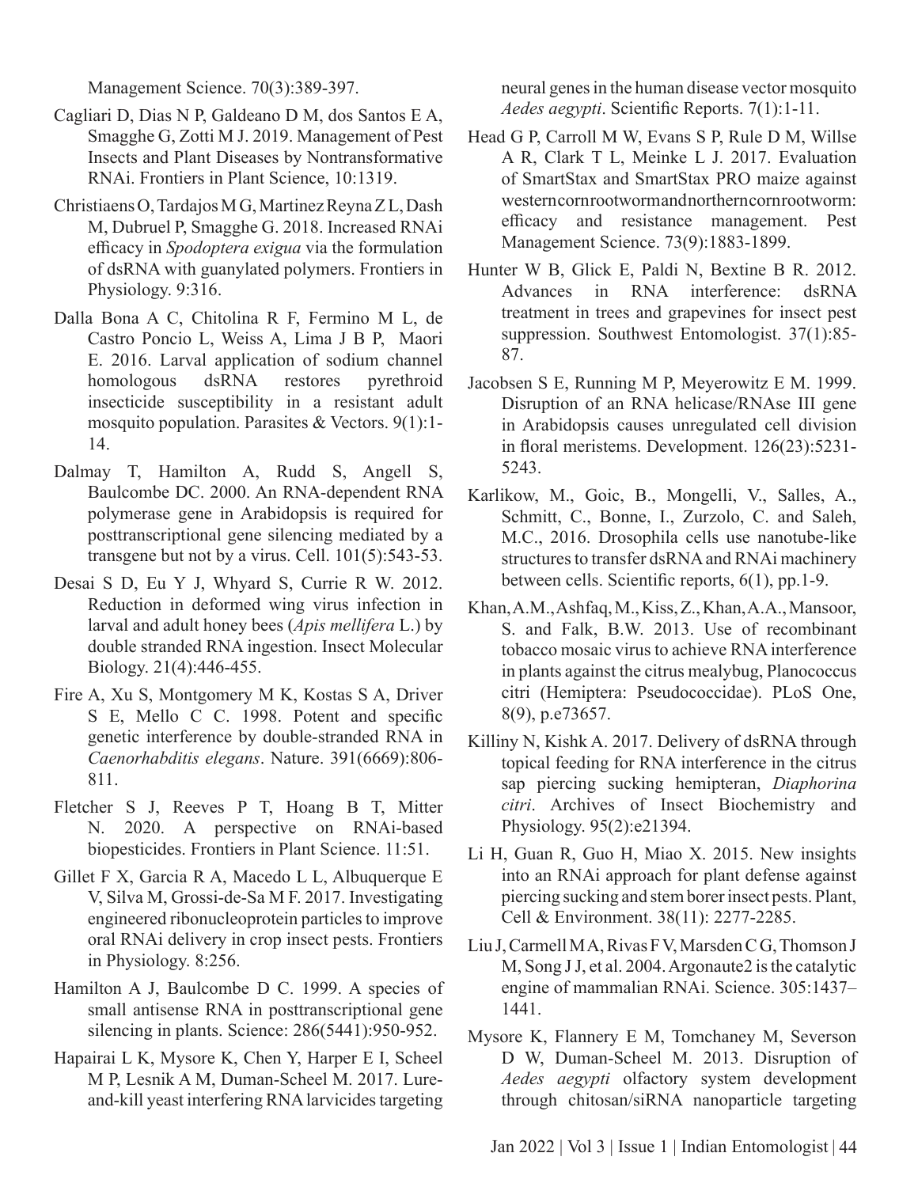Management Science. 70(3):389-397.

Cagliari D, Dias N P, Galdeano D M, dos Santos E A, Smagghe G, Zotti M J. 2019. Management of Pest Insects and Plant Diseases by Nontransformative RNAi. Frontiers in Plant Science, 10:1319.

Christiaens O, Tardajos M G, Martinez Reyna Z L, Dash M, Dubruel P, Smagghe G. 2018. Increased RNAi efficacy in *Spodoptera exigua* via the formulation of dsRNA with guanylated polymers. Frontiers in Physiology. 9:316.

Dalla Bona A C, Chitolina R F, Fermino M L, de Castro Poncio L, Weiss A, Lima J B P, Maori E. 2016. Larval application of sodium channel homologous dsRNA restores pyrethroid insecticide susceptibility in a resistant adult mosquito population. Parasites & Vectors. 9(1):1-14.

Dalmay T, Hamilton A, Rudd S, Angell S, Baulcombe DC. 2000. An RNA-dependent RNA polymerase gene in Arabidopsis is required for posttranscriptional gene silencing mediated by a transgene but not by a virus. Cell. 101(5):543-53.

Desai S D, Eu Y J, Whyard S, Currie R W. 2012. Reduction in deformed wing virus infection in larval and adult honey bees (*Apis mellifera* L.) by double stranded RNA ingestion. Insect Molecular Biology. 21(4):446-455.

Fire A, Xu S, Montgomery M K, Kostas S A, Driver S E, Mello C C. 1998. Potent and specific genetic interference by double-stranded RNA in *Caenorhabditis elegans*. Nature. 391(6669):806-811.

Fletcher S J, Reeves P T, Hoang B T, Mitter N. 2020. A perspective on RNAi-based biopesticides. Frontiers in Plant Science. 11:51.

Gillet F X, Garcia R A, Macedo L L, Albuquerque E V, Silva M, Grossi-de-Sa M F. 2017. Investigating engineered ribonucleoprotein particles to improve oral RNAi delivery in crop insect pests. Frontiers in Physiology. 8:256.

Hamilton A J, Baulcombe D C. 1999. A species of small antisense RNA in posttranscriptional gene silencing in plants. Science: 286(5441):950-952.

Hapairai L K, Mysore K, Chen Y, Harper E I, Scheel M P, Lesnik A M, Duman-Scheel M. 2017. Lure-and-kill yeast interfering RNA larvicides targeting neural genes in the human disease vector mosquito *Aedes aegypti*. Scientific Reports. 7(1):1-11.

Head G P, Carroll M W, Evans S P, Rule D M, Willse A R, Clark T L, Meinke L J. 2017. Evaluation of SmartStax and SmartStax PRO maize against western corn rootworm and northern corn rootworm: efficacy and resistance management. Pest Management Science. 73(9):1883-1899.

Hunter W B, Glick E, Paldi N, Bextine B R. 2012. Advances in RNA interference: dsRNA treatment in trees and grapevines for insect pest suppression. Southwest Entomologist. 37(1):85-87.

Jacobsen S E, Running M P, Meyerowitz E M. 1999. Disruption of an RNA helicase/RNAse III gene in Arabidopsis causes unregulated cell division in floral meristems. Development. 126(23):5231-5243.

Karlikow, M., Goic, B., Mongelli, V., Salles, A., Schmitt, C., Bonne, I., Zurzolo, C. and Saleh, M.C., 2016. Drosophila cells use nanotube-like structures to transfer dsRNA and RNAi machinery between cells. Scientific reports, 6(1), pp.1-9.

Khan, A.M., Ashfaq, M., Kiss, Z., Khan, A.A., Mansoor, S. and Falk, B.W. 2013. Use of recombinant tobacco mosaic virus to achieve RNA interference in plants against the citrus mealybug, Planococcus citri (Hemiptera: Pseudococcidae). PLoS One, 8(9), p.e73657.

Killiny N, Kishk A. 2017. Delivery of dsRNA through topical feeding for RNA interference in the citrus sap piercing sucking hemipteran, *Diaphorina citri*. Archives of Insect Biochemistry and Physiology. 95(2):e21394.

Li H, Guan R, Guo H, Miao X. 2015. New insights into an RNAi approach for plant defense against piercing sucking and stem borer insect pests. Plant, Cell & Environment. 38(11): 2277-2285.

Liu J, Carmell M A, Rivas F V, Marsden C G, Thomson J M, Song J J, et al. 2004. Argonaute2 is the catalytic engine of mammalian RNAi. Science. 305:1437–1441.

Mysore K, Flannery E M, Tomchaney M, Severson D W, Duman-Scheel M. 2013. Disruption of *Aedes aegypti* olfactory system development through chitosan/siRNA nanoparticle targeting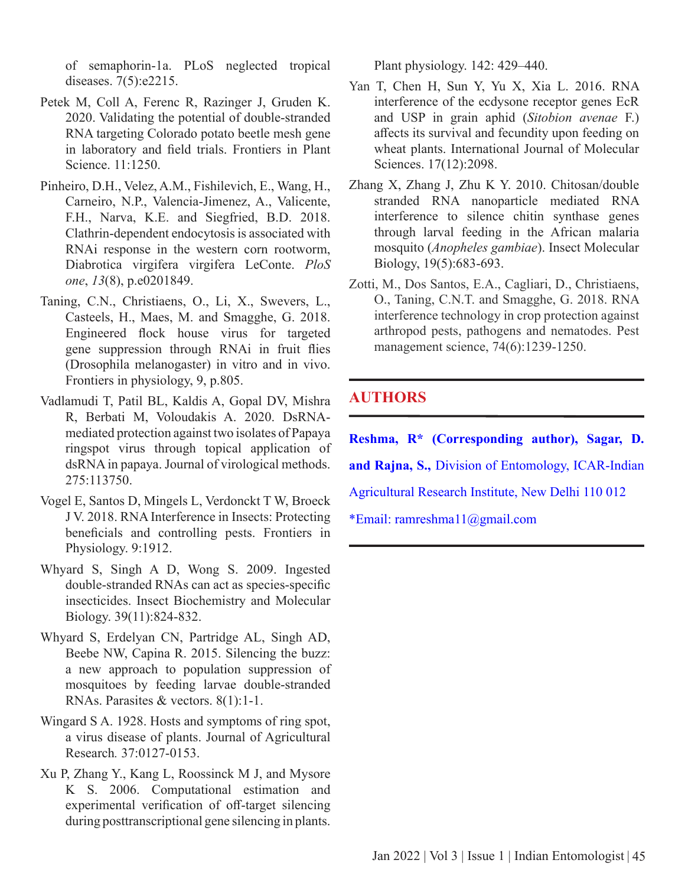of semaphorin-1a. PLoS neglected tropical diseases. 7(5):e2215.

Petek M, Coll A, Ferenc R, Razinger J, Gruden K. 2020. Validating the potential of double-stranded RNA targeting Colorado potato beetle mesh gene in laboratory and field trials. Frontiers in Plant Science. 11:1250.

Pinheiro, D.H., Velez, A.M., Fishilevich, E., Wang, H., Carneiro, N.P., Valencia-Jimenez, A., Valicente, F.H., Narva, K.E. and Siegfried, B.D. 2018. Clathrin-dependent endocytosis is associated with RNAi response in the western corn rootworm, Diabrotica virgifera virgifera LeConte. *PloS one*, *13*(8), p.e0201849.

Taning, C.N., Christiaens, O., Li, X., Swevers, L., Casteels, H., Maes, M. and Smagghe, G. 2018. Engineered flock house virus for targeted gene suppression through RNAi in fruit flies (Drosophila melanogaster) in vitro and in vivo. Frontiers in physiology, 9, p.805.

Vadlamudi T, Patil BL, Kaldis A, Gopal DV, Mishra R, Berbati M, Voloudakis A. 2020. DsRNA-mediated protection against two isolates of Papaya ringspot virus through topical application of dsRNA in papaya. Journal of virological methods. 275:113750.

Vogel E, Santos D, Mingels L, Verdonckt T W, Broeck J V. 2018. RNA Interference in Insects: Protecting beneficials and controlling pests. Frontiers in Physiology. 9:1912.

Whyard S, Singh A D, Wong S. 2009. Ingested double-stranded RNAs can act as species-specific insecticides. Insect Biochemistry and Molecular Biology. 39(11):824-832.

Whyard S, Erdelyan CN, Partridge AL, Singh AD, Beebe NW, Capina R. 2015. Silencing the buzz: a new approach to population suppression of mosquitoes by feeding larvae double-stranded RNAs. Parasites & vectors. 8(1):1-1.

Wingard S A. 1928. Hosts and symptoms of ring spot, a virus disease of plants. Journal of Agricultural Research. 37:0127-0153.

Xu P, Zhang Y., Kang L, Roossinck M J, and Mysore K S. 2006. Computational estimation and experimental verification of off-target silencing during posttranscriptional gene silencing in plants. Plant physiology. 142: 429–440.

Yan T, Chen H, Sun Y, Yu X, Xia L. 2016. RNA interference of the ecdysone receptor genes EcR and USP in grain aphid (*Sitobion avenae* F.) affects its survival and fecundity upon feeding on wheat plants. International Journal of Molecular Sciences. 17(12):2098.

Zhang X, Zhang J, Zhu K Y. 2010. Chitosan/double stranded RNA nanoparticle mediated RNA interference to silence chitin synthase genes through larval feeding in the African malaria mosquito (*Anopheles gambiae*). Insect Molecular Biology, 19(5):683-693.

Zotti, M., Dos Santos, E.A., Cagliari, D., Christiaens, O., Taning, C.N.T. and Smagghe, G. 2018. RNA interference technology in crop protection against arthropod pests, pathogens and nematodes. Pest management science, 74(6):1239-1250.

## AUTHORS

**Reshma, R\* (Corresponding author), Sagar, D. and Rajna, S.,** Division of Entomology, ICAR-Indian Agricultural Research Institute, New Delhi 110 012

\*Email: ramreshma11@gmail.com